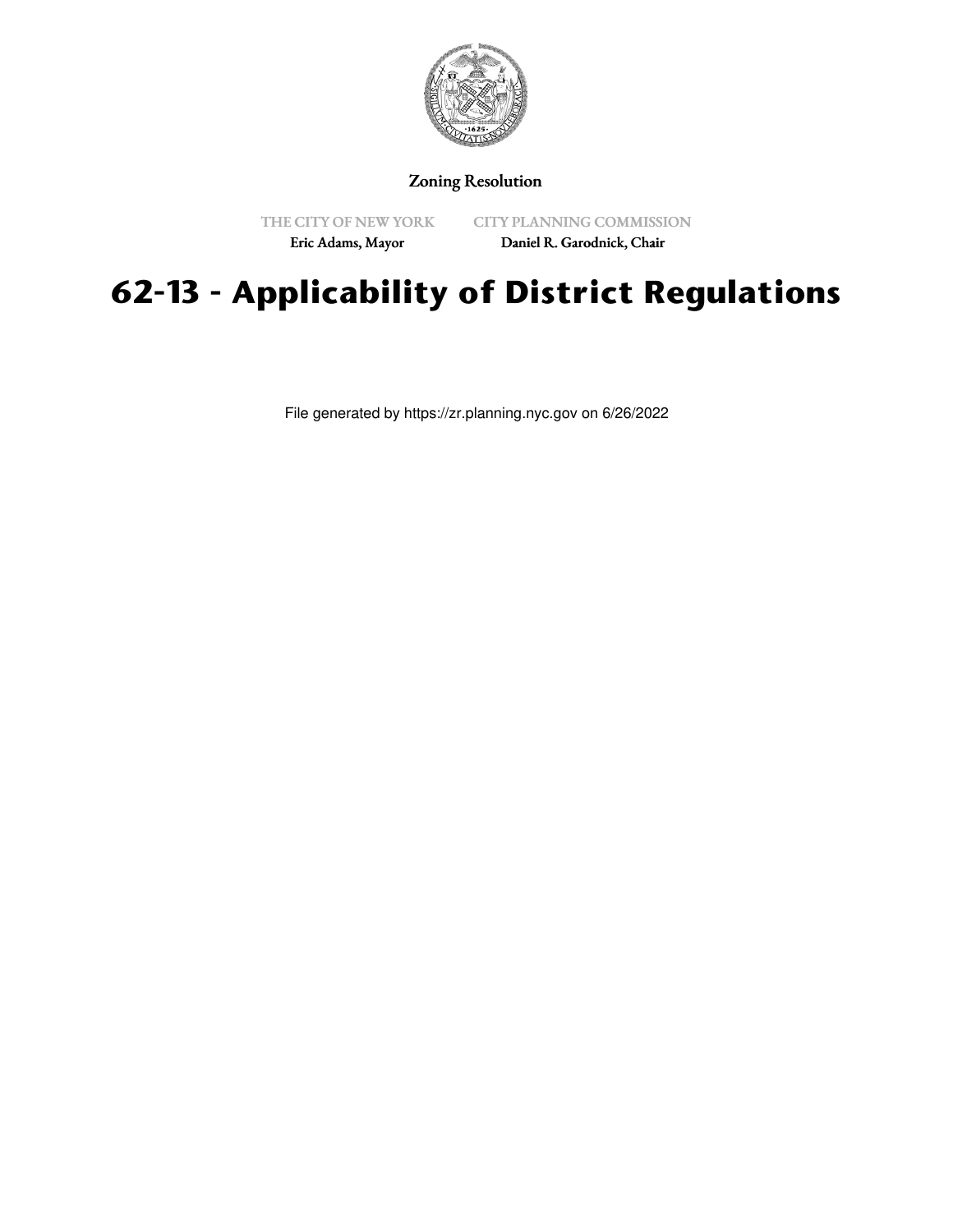Zoning Resolution

THE CITY OF NEW YORK
Eric Adams, Mayor

CITY PLANNING COMMISSION
Daniel R. Garodnick, Chair

# 62-13 - Applicability of District Regulations

File generated by https://zr.planning.nyc.gov on 6/26/2022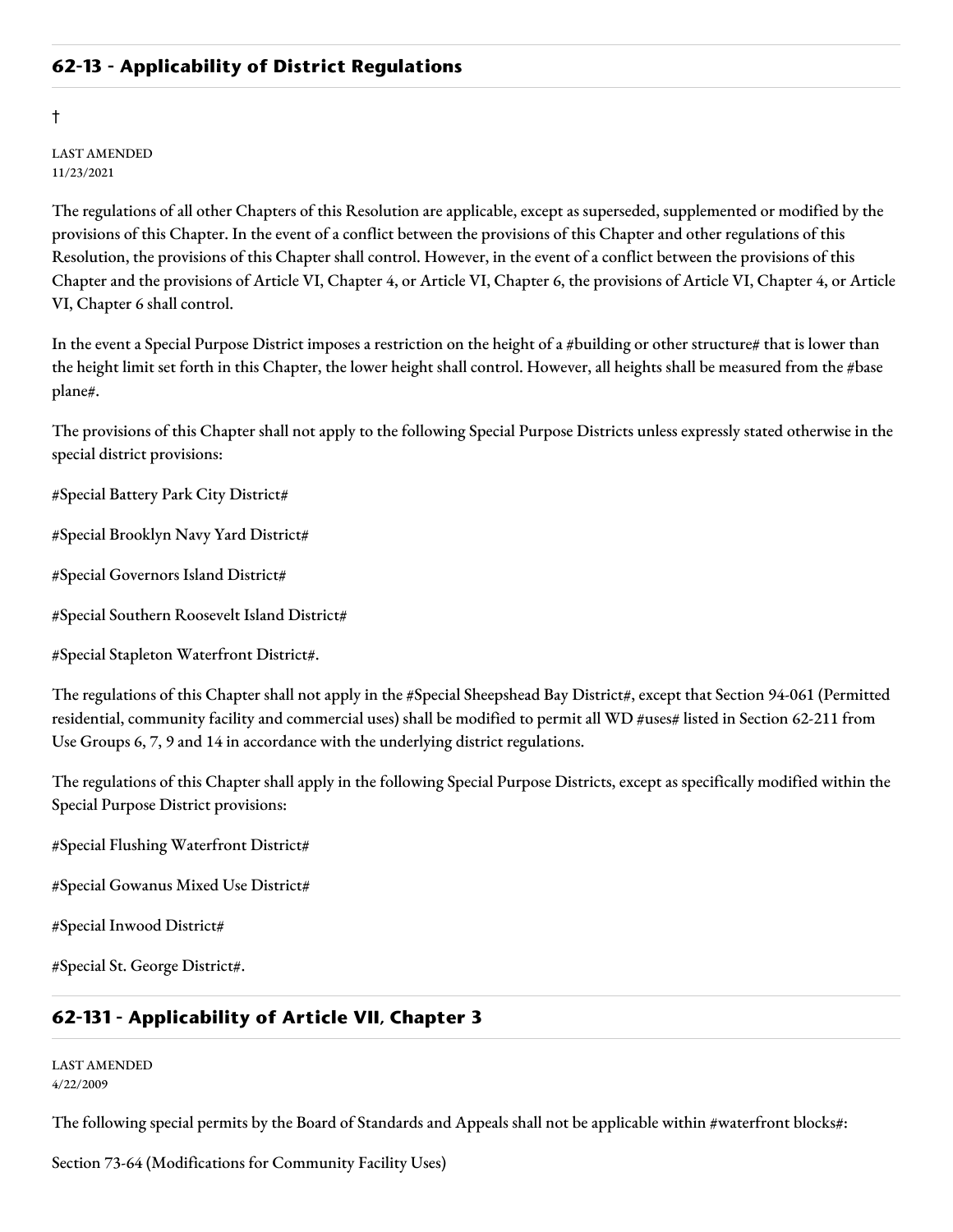## 62-13 - Applicability of District Regulations

†

LAST AMENDED
11/23/2021

The regulations of all other Chapters of this Resolution are applicable, except as superseded, supplemented or modified by the provisions of this Chapter. In the event of a conflict between the provisions of this Chapter and other regulations of this Resolution, the provisions of this Chapter shall control. However, in the event of a conflict between the provisions of this Chapter and the provisions of Article VI, Chapter 4, or Article VI, Chapter 6, the provisions of Article VI, Chapter 4, or Article VI, Chapter 6 shall control.

In the event a Special Purpose District imposes a restriction on the height of a #building or other structure# that is lower than the height limit set forth in this Chapter, the lower height shall control. However, all heights shall be measured from the #base plane#.

The provisions of this Chapter shall not apply to the following Special Purpose Districts unless expressly stated otherwise in the special district provisions:

#Special Battery Park City District#

#Special Brooklyn Navy Yard District#

#Special Governors Island District#

#Special Southern Roosevelt Island District#

#Special Stapleton Waterfront District#.

The regulations of this Chapter shall not apply in the #Special Sheepshead Bay District#, except that Section 94-061 (Permitted residential, community facility and commercial uses) shall be modified to permit all WD #uses# listed in Section 62-211 from Use Groups 6, 7, 9 and 14 in accordance with the underlying district regulations.

The regulations of this Chapter shall apply in the following Special Purpose Districts, except as specifically modified within the Special Purpose District provisions:

#Special Flushing Waterfront District#

#Special Gowanus Mixed Use District#

#Special Inwood District#

#Special St. George District#.

## 62-131 - Applicability of Article VII, Chapter 3

LAST AMENDED
4/22/2009

The following special permits by the Board of Standards and Appeals shall not be applicable within #waterfront blocks#:

Section 73-64 (Modifications for Community Facility Uses)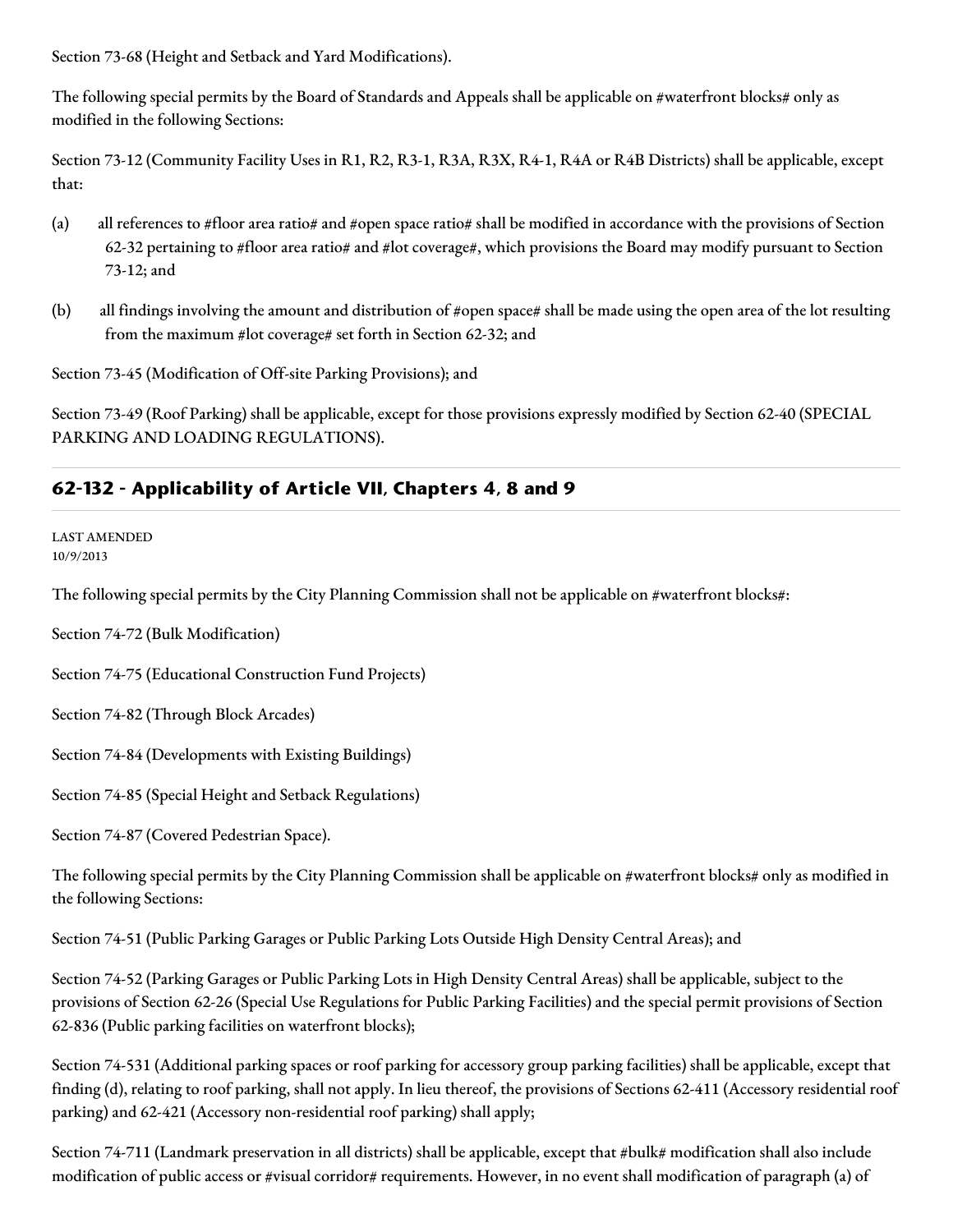Section 73-68 (Height and Setback and Yard Modifications).

The following special permits by the Board of Standards and Appeals shall be applicable on #waterfront blocks# only as modified in the following Sections:

Section 73-12 (Community Facility Uses in R1, R2, R3-1, R3A, R3X, R4-1, R4A or R4B Districts) shall be applicable, except that:

(a) all references to #floor area ratio# and #open space ratio# shall be modified in accordance with the provisions of Section 62-32 pertaining to #floor area ratio# and #lot coverage#, which provisions the Board may modify pursuant to Section 73-12; and

(b) all findings involving the amount and distribution of #open space# shall be made using the open area of the lot resulting from the maximum #lot coverage# set forth in Section 62-32; and

Section 73-45 (Modification of Off-site Parking Provisions); and

Section 73-49 (Roof Parking) shall be applicable, except for those provisions expressly modified by Section 62-40 (SPECIAL PARKING AND LOADING REGULATIONS).

## 62-132 - Applicability of Article VII, Chapters 4, 8 and 9

LAST AMENDED
10/9/2013

The following special permits by the City Planning Commission shall not be applicable on #waterfront blocks#:

Section 74-72 (Bulk Modification)

Section 74-75 (Educational Construction Fund Projects)

Section 74-82 (Through Block Arcades)

Section 74-84 (Developments with Existing Buildings)

Section 74-85 (Special Height and Setback Regulations)

Section 74-87 (Covered Pedestrian Space).

The following special permits by the City Planning Commission shall be applicable on #waterfront blocks# only as modified in the following Sections:

Section 74-51 (Public Parking Garages or Public Parking Lots Outside High Density Central Areas); and

Section 74-52 (Parking Garages or Public Parking Lots in High Density Central Areas) shall be applicable, subject to the provisions of Section 62-26 (Special Use Regulations for Public Parking Facilities) and the special permit provisions of Section 62-836 (Public parking facilities on waterfront blocks);

Section 74-531 (Additional parking spaces or roof parking for accessory group parking facilities) shall be applicable, except that finding (d), relating to roof parking, shall not apply. In lieu thereof, the provisions of Sections 62-411 (Accessory residential roof parking) and 62-421 (Accessory non-residential roof parking) shall apply;

Section 74-711 (Landmark preservation in all districts) shall be applicable, except that #bulk# modification shall also include modification of public access or #visual corridor# requirements. However, in no event shall modification of paragraph (a) of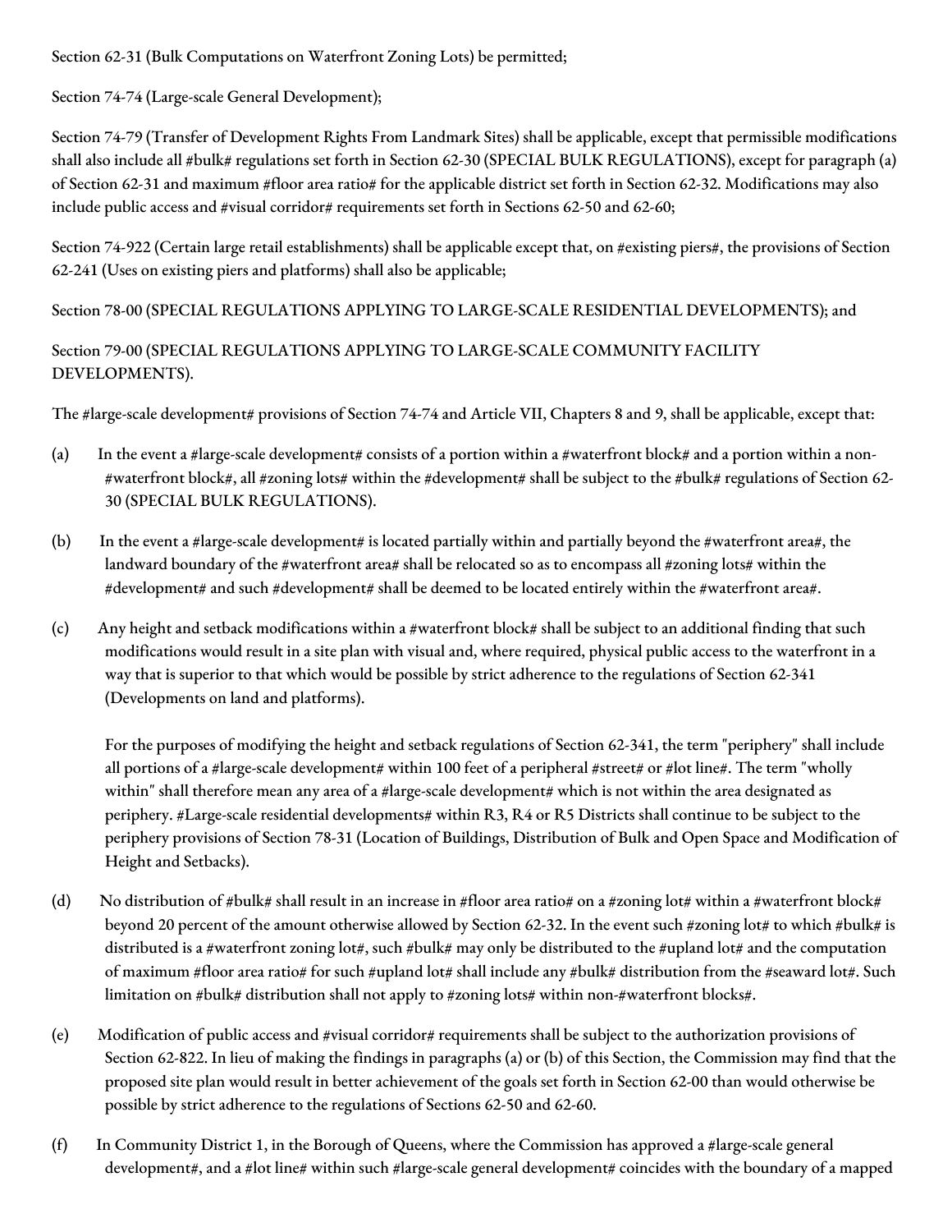Section 62-31 (Bulk Computations on Waterfront Zoning Lots) be permitted;

Section 74-74 (Large-scale General Development);

Section 74-79 (Transfer of Development Rights From Landmark Sites) shall be applicable, except that permissible modifications shall also include all #bulk# regulations set forth in Section 62-30 (SPECIAL BULK REGULATIONS), except for paragraph (a) of Section 62-31 and maximum #floor area ratio# for the applicable district set forth in Section 62-32. Modifications may also include public access and #visual corridor# requirements set forth in Sections 62-50 and 62-60;

Section 74-922 (Certain large retail establishments) shall be applicable except that, on #existing piers#, the provisions of Section 62-241 (Uses on existing piers and platforms) shall also be applicable;

Section 78-00 (SPECIAL REGULATIONS APPLYING TO LARGE-SCALE RESIDENTIAL DEVELOPMENTS); and

Section 79-00 (SPECIAL REGULATIONS APPLYING TO LARGE-SCALE COMMUNITY FACILITY DEVELOPMENTS).

The #large-scale development# provisions of Section 74-74 and Article VII, Chapters 8 and 9, shall be applicable, except that:

(a) In the event a #large-scale development# consists of a portion within a #waterfront block# and a portion within a non-#waterfront block#, all #zoning lots# within the #development# shall be subject to the #bulk# regulations of Section 62-30 (SPECIAL BULK REGULATIONS).

(b) In the event a #large-scale development# is located partially within and partially beyond the #waterfront area#, the landward boundary of the #waterfront area# shall be relocated so as to encompass all #zoning lots# within the #development# and such #development# shall be deemed to be located entirely within the #waterfront area#.

(c) Any height and setback modifications within a #waterfront block# shall be subject to an additional finding that such modifications would result in a site plan with visual and, where required, physical public access to the waterfront in a way that is superior to that which would be possible by strict adherence to the regulations of Section 62-341 (Developments on land and platforms).

For the purposes of modifying the height and setback regulations of Section 62-341, the term "periphery" shall include all portions of a #large-scale development# within 100 feet of a peripheral #street# or #lot line#. The term "wholly within" shall therefore mean any area of a #large-scale development# which is not within the area designated as periphery. #Large-scale residential developments# within R3, R4 or R5 Districts shall continue to be subject to the periphery provisions of Section 78-31 (Location of Buildings, Distribution of Bulk and Open Space and Modification of Height and Setbacks).

(d) No distribution of #bulk# shall result in an increase in #floor area ratio# on a #zoning lot# within a #waterfront block# beyond 20 percent of the amount otherwise allowed by Section 62-32. In the event such #zoning lot# to which #bulk# is distributed is a #waterfront zoning lot#, such #bulk# may only be distributed to the #upland lot# and the computation of maximum #floor area ratio# for such #upland lot# shall include any #bulk# distribution from the #seaward lot#. Such limitation on #bulk# distribution shall not apply to #zoning lots# within non-#waterfront blocks#.

(e) Modification of public access and #visual corridor# requirements shall be subject to the authorization provisions of Section 62-822. In lieu of making the findings in paragraphs (a) or (b) of this Section, the Commission may find that the proposed site plan would result in better achievement of the goals set forth in Section 62-00 than would otherwise be possible by strict adherence to the regulations of Sections 62-50 and 62-60.

(f) In Community District 1, in the Borough of Queens, where the Commission has approved a #large-scale general development#, and a #lot line# within such #large-scale general development# coincides with the boundary of a mapped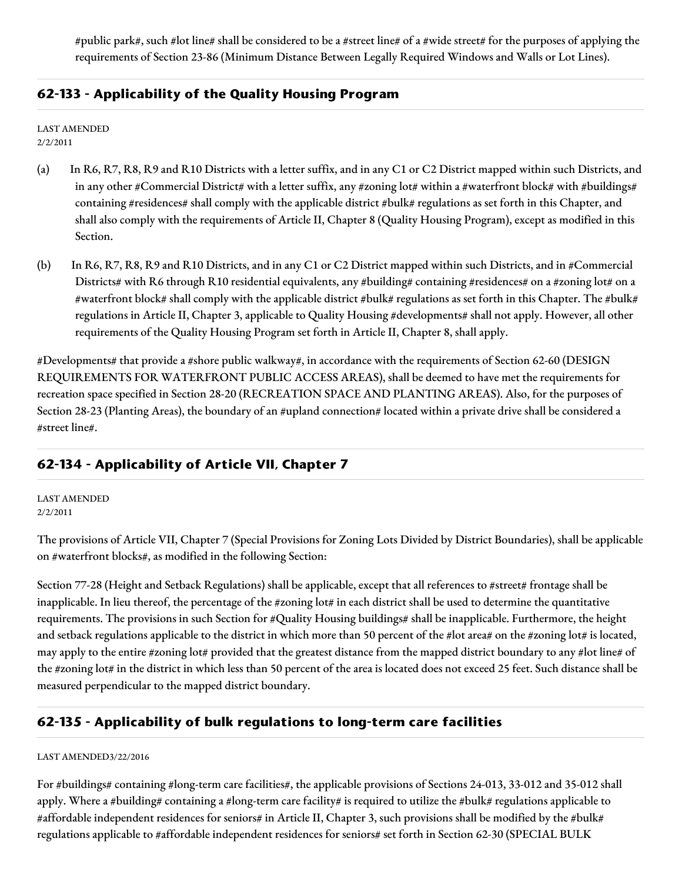#public park#, such #lot line# shall be considered to be a #street line# of a #wide street# for the purposes of applying the requirements of Section 23-86 (Minimum Distance Between Legally Required Windows and Walls or Lot Lines).

## 62-133 - Applicability of the Quality Housing Program

LAST AMENDED
2/2/2011

(a) In R6, R7, R8, R9 and R10 Districts with a letter suffix, and in any C1 or C2 District mapped within such Districts, and in any other #Commercial District# with a letter suffix, any #zoning lot# within a #waterfront block# with #buildings# containing #residences# shall comply with the applicable district #bulk# regulations as set forth in this Chapter, and shall also comply with the requirements of Article II, Chapter 8 (Quality Housing Program), except as modified in this Section.

(b) In R6, R7, R8, R9 and R10 Districts, and in any C1 or C2 District mapped within such Districts, and in #Commercial Districts# with R6 through R10 residential equivalents, any #building# containing #residences# on a #zoning lot# on a #waterfront block# shall comply with the applicable district #bulk# regulations as set forth in this Chapter. The #bulk# regulations in Article II, Chapter 3, applicable to Quality Housing #developments# shall not apply. However, all other requirements of the Quality Housing Program set forth in Article II, Chapter 8, shall apply.

#Developments# that provide a #shore public walkway#, in accordance with the requirements of Section 62-60 (DESIGN REQUIREMENTS FOR WATERFRONT PUBLIC ACCESS AREAS), shall be deemed to have met the requirements for recreation space specified in Section 28-20 (RECREATION SPACE AND PLANTING AREAS). Also, for the purposes of Section 28-23 (Planting Areas), the boundary of an #upland connection# located within a private drive shall be considered a #street line#.

## 62-134 - Applicability of Article VII, Chapter 7

LAST AMENDED
2/2/2011

The provisions of Article VII, Chapter 7 (Special Provisions for Zoning Lots Divided by District Boundaries), shall be applicable on #waterfront blocks#, as modified in the following Section:

Section 77-28 (Height and Setback Regulations) shall be applicable, except that all references to #street# frontage shall be inapplicable. In lieu thereof, the percentage of the #zoning lot# in each district shall be used to determine the quantitative requirements. The provisions in such Section for #Quality Housing buildings# shall be inapplicable. Furthermore, the height and setback regulations applicable to the district in which more than 50 percent of the #lot area# on the #zoning lot# is located, may apply to the entire #zoning lot# provided that the greatest distance from the mapped district boundary to any #lot line# of the #zoning lot# in the district in which less than 50 percent of the area is located does not exceed 25 feet. Such distance shall be measured perpendicular to the mapped district boundary.

## 62-135 - Applicability of bulk regulations to long-term care facilities

LAST AMENDED3/22/2016

For #buildings# containing #long-term care facilities#, the applicable provisions of Sections 24-013, 33-012 and 35-012 shall apply. Where a #building# containing a #long-term care facility# is required to utilize the #bulk# regulations applicable to #affordable independent residences for seniors# in Article II, Chapter 3, such provisions shall be modified by the #bulk# regulations applicable to #affordable independent residences for seniors# set forth in Section 62-30 (SPECIAL BULK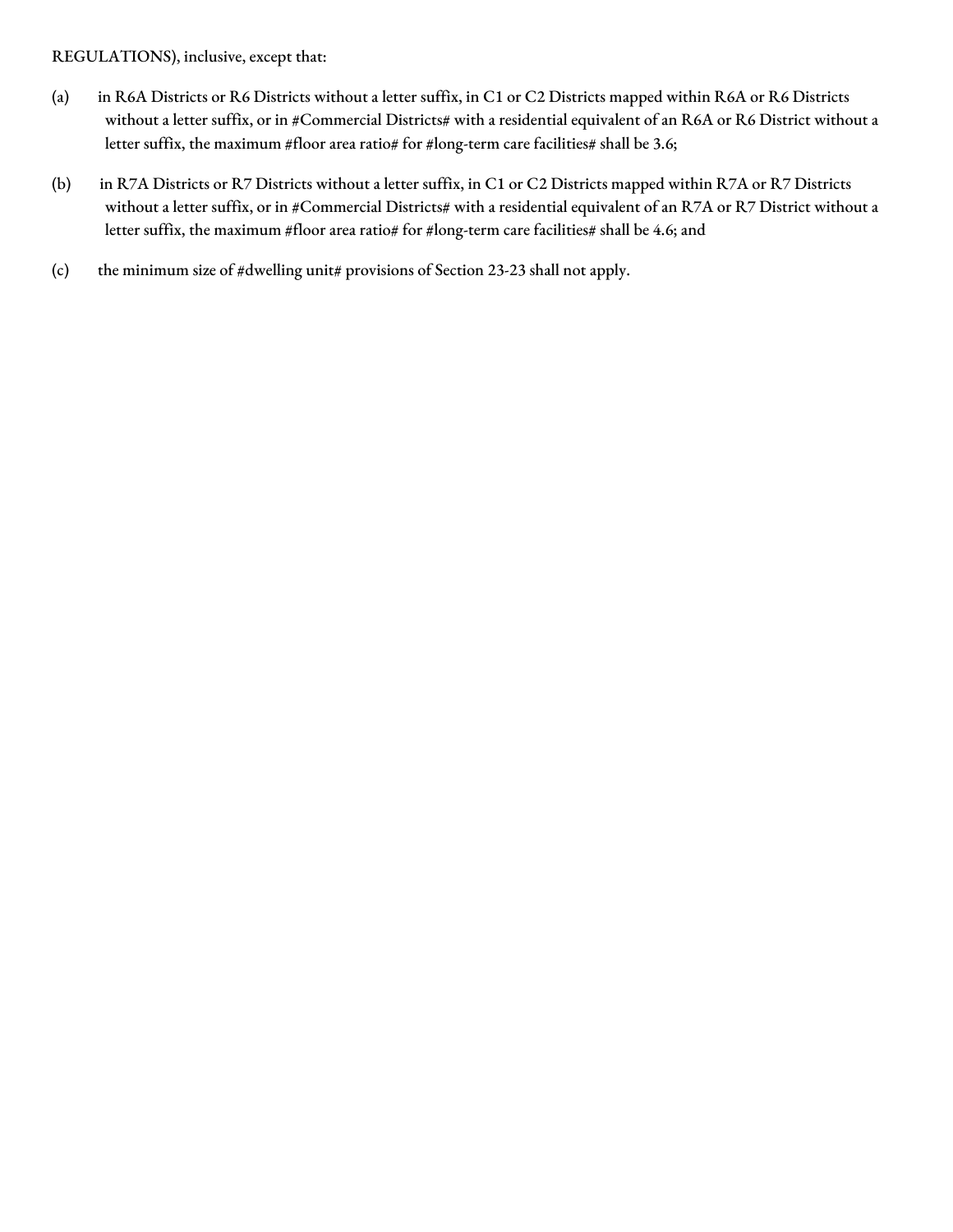REGULATIONS), inclusive, except that:

(a) in R6A Districts or R6 Districts without a letter suffix, in C1 or C2 Districts mapped within R6A or R6 Districts without a letter suffix, or in #Commercial Districts# with a residential equivalent of an R6A or R6 District without a letter suffix, the maximum #floor area ratio# for #long-term care facilities# shall be 3.6;

(b) in R7A Districts or R7 Districts without a letter suffix, in C1 or C2 Districts mapped within R7A or R7 Districts without a letter suffix, or in #Commercial Districts# with a residential equivalent of an R7A or R7 District without a letter suffix, the maximum #floor area ratio# for #long-term care facilities# shall be 4.6; and

(c) the minimum size of #dwelling unit# provisions of Section 23-23 shall not apply.